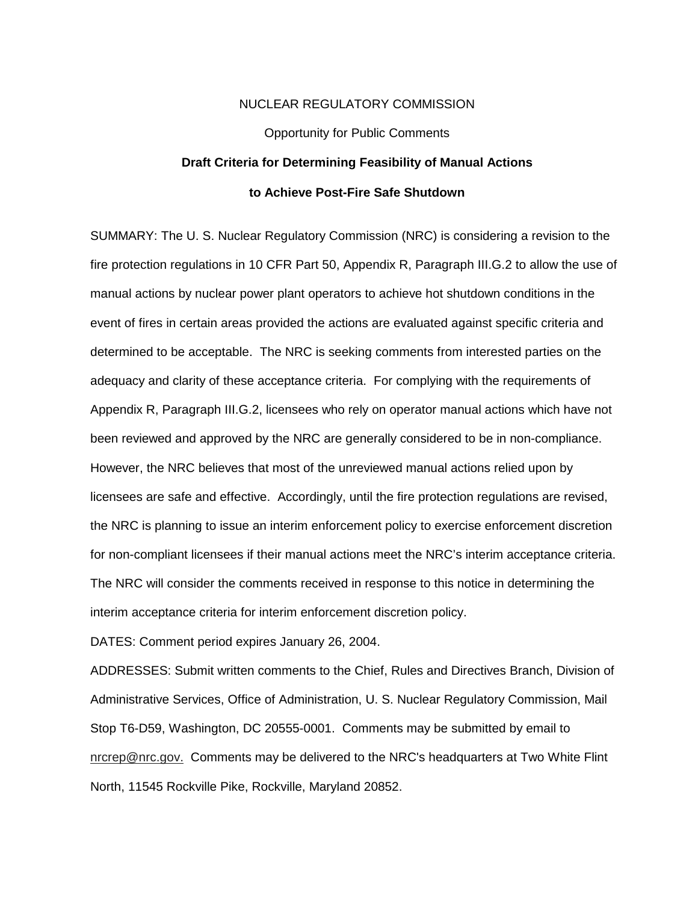NUCLEAR REGULATORY COMMISSION

Opportunity for Public Comments

**Draft Criteria for Determining Feasibility of Manual Actions to Achieve Post-Fire Safe Shutdown**

SUMMARY: The U. S. Nuclear Regulatory Commission (NRC) is considering a revision to the fire protection regulations in 10 CFR Part 50, Appendix R, Paragraph III.G.2 to allow the use of manual actions by nuclear power plant operators to achieve hot shutdown conditions in the event of fires in certain areas provided the actions are evaluated against specific criteria and determined to be acceptable. The NRC is seeking comments from interested parties on the adequacy and clarity of these acceptance criteria. For complying with the requirements of Appendix R, Paragraph III.G.2, licensees who rely on operator manual actions which have not been reviewed and approved by the NRC are generally considered to be in non-compliance. However, the NRC believes that most of the unreviewed manual actions relied upon by licensees are safe and effective. Accordingly, until the fire protection regulations are revised, the NRC is planning to issue an interim enforcement policy to exercise enforcement discretion for non-compliant licensees if their manual actions meet the NRC's interim acceptance criteria. The NRC will consider the comments received in response to this notice in determining the interim acceptance criteria for interim enforcement discretion policy.

DATES: Comment period expires January 26, 2004.

ADDRESSES: Submit written comments to the Chief, Rules and Directives Branch, Division of Administrative Services, Office of Administration, U. S. Nuclear Regulatory Commission, Mail Stop T6-D59, Washington, DC 20555-0001. Comments may be submitted by email to nrcrep@nrc.gov. Comments may be delivered to the NRC's headquarters at Two White Flint North, 11545 Rockville Pike, Rockville, Maryland 20852.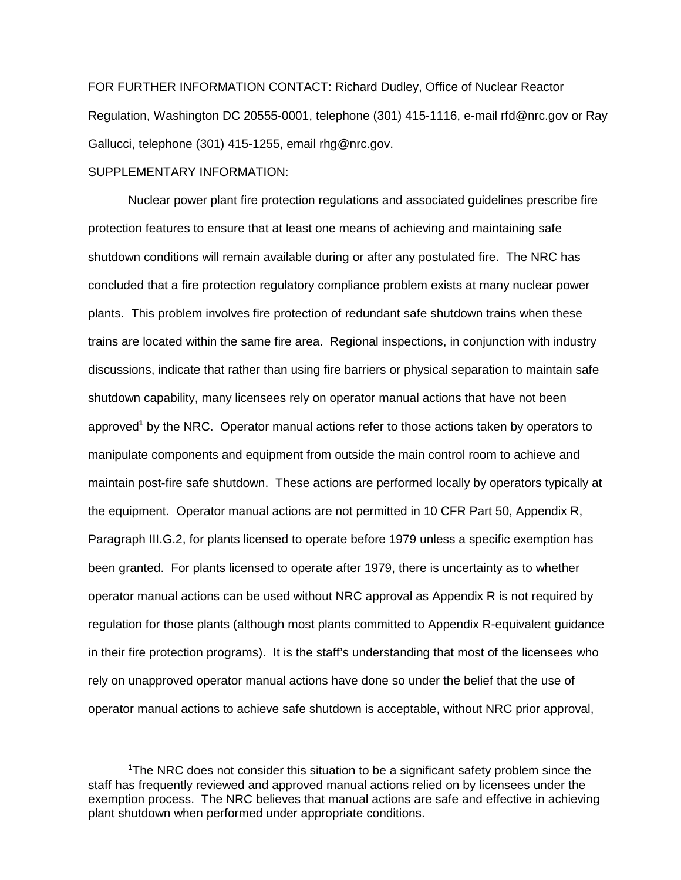FOR FURTHER INFORMATION CONTACT: Richard Dudley, Office of Nuclear Reactor Regulation, Washington DC 20555-0001, telephone (301) 415-1116, e-mail rfd@nrc.gov or Ray Gallucci, telephone (301) 415-1255, email rhg@nrc.gov.

SUPPLEMENTARY INFORMATION:

Nuclear power plant fire protection regulations and associated guidelines prescribe fire protection features to ensure that at least one means of achieving and maintaining safe shutdown conditions will remain available during or after any postulated fire. The NRC has concluded that a fire protection regulatory compliance problem exists at many nuclear power plants. This problem involves fire protection of redundant safe shutdown trains when these trains are located within the same fire area. Regional inspections, in conjunction with industry discussions, indicate that rather than using fire barriers or physical separation to maintain safe shutdown capability, many licensees rely on operator manual actions that have not been approved[1] by the NRC. Operator manual actions refer to those actions taken by operators to manipulate components and equipment from outside the main control room to achieve and maintain post-fire safe shutdown. These actions are performed locally by operators typically at the equipment. Operator manual actions are not permitted in 10 CFR Part 50, Appendix R, Paragraph III.G.2, for plants licensed to operate before 1979 unless a specific exemption has been granted. For plants licensed to operate after 1979, there is uncertainty as to whether operator manual actions can be used without NRC approval as Appendix R is not required by regulation for those plants (although most plants committed to Appendix R-equivalent guidance in their fire protection programs). It is the staff's understanding that most of the licensees who rely on unapproved operator manual actions have done so under the belief that the use of operator manual actions to achieve safe shutdown is acceptable, without NRC prior approval,

[1]The NRC does not consider this situation to be a significant safety problem since the staff has frequently reviewed and approved manual actions relied on by licensees under the exemption process. The NRC believes that manual actions are safe and effective in achieving plant shutdown when performed under appropriate conditions.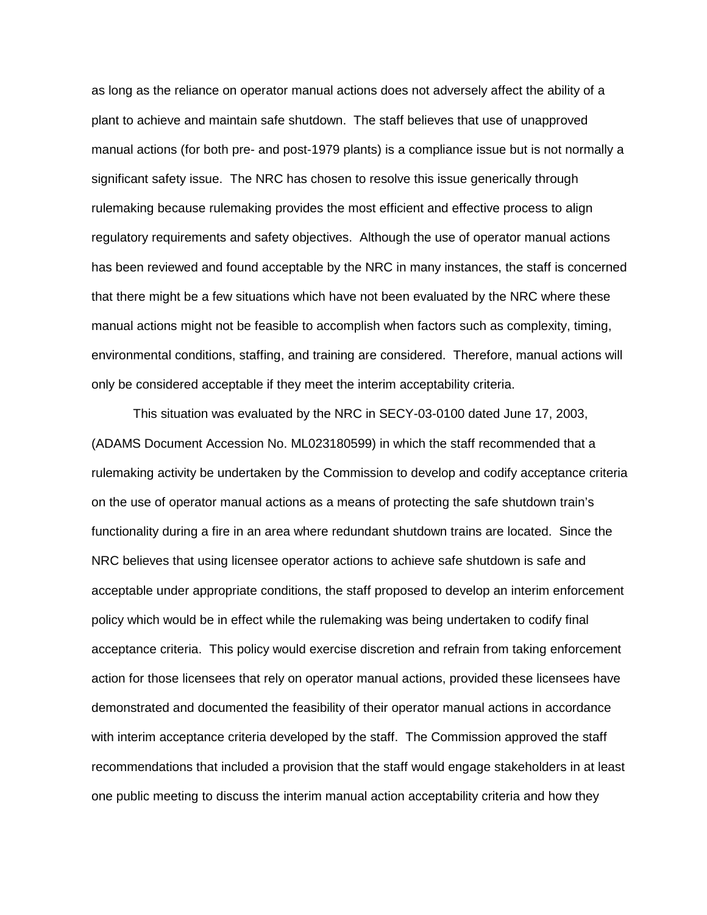as long as the reliance on operator manual actions does not adversely affect the ability of a plant to achieve and maintain safe shutdown. The staff believes that use of unapproved manual actions (for both pre- and post-1979 plants) is a compliance issue but is not normally a significant safety issue. The NRC has chosen to resolve this issue generically through rulemaking because rulemaking provides the most efficient and effective process to align regulatory requirements and safety objectives. Although the use of operator manual actions has been reviewed and found acceptable by the NRC in many instances, the staff is concerned that there might be a few situations which have not been evaluated by the NRC where these manual actions might not be feasible to accomplish when factors such as complexity, timing, environmental conditions, staffing, and training are considered. Therefore, manual actions will only be considered acceptable if they meet the interim acceptability criteria.

This situation was evaluated by the NRC in SECY-03-0100 dated June 17, 2003, (ADAMS Document Accession No. ML023180599) in which the staff recommended that a rulemaking activity be undertaken by the Commission to develop and codify acceptance criteria on the use of operator manual actions as a means of protecting the safe shutdown train's functionality during a fire in an area where redundant shutdown trains are located. Since the NRC believes that using licensee operator actions to achieve safe shutdown is safe and acceptable under appropriate conditions, the staff proposed to develop an interim enforcement policy which would be in effect while the rulemaking was being undertaken to codify final acceptance criteria. This policy would exercise discretion and refrain from taking enforcement action for those licensees that rely on operator manual actions, provided these licensees have demonstrated and documented the feasibility of their operator manual actions in accordance with interim acceptance criteria developed by the staff. The Commission approved the staff recommendations that included a provision that the staff would engage stakeholders in at least one public meeting to discuss the interim manual action acceptability criteria and how they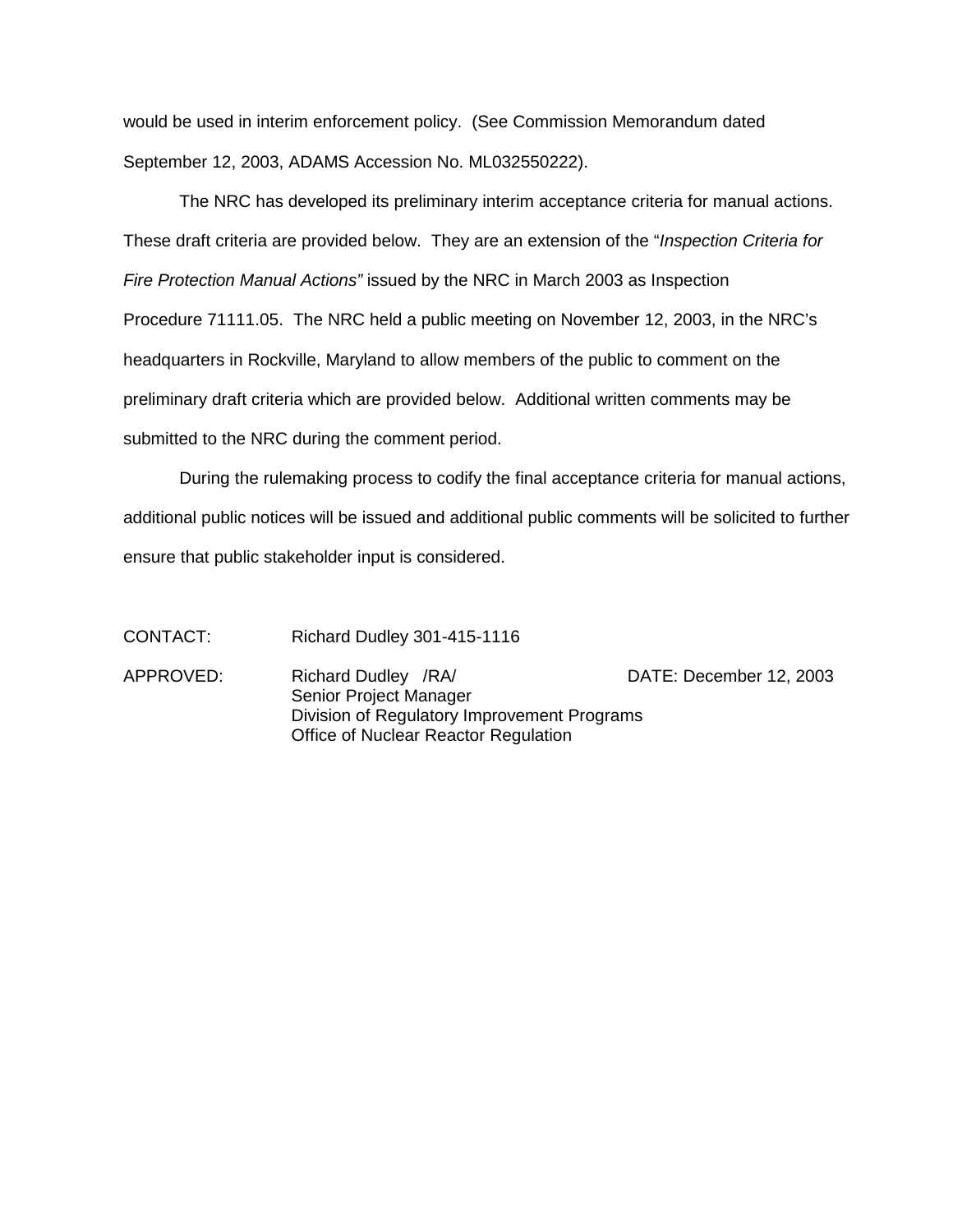would be used in interim enforcement policy. (See Commission Memorandum dated September 12, 2003, ADAMS Accession No. ML032550222).

The NRC has developed its preliminary interim acceptance criteria for manual actions. These draft criteria are provided below. They are an extension of the "*Inspection Criteria for Fire Protection Manual Actions"* issued by the NRC in March 2003 as Inspection Procedure 71111.05. The NRC held a public meeting on November 12, 2003, in the NRC's headquarters in Rockville, Maryland to allow members of the public to comment on the preliminary draft criteria which are provided below. Additional written comments may be submitted to the NRC during the comment period.

During the rulemaking process to codify the final acceptance criteria for manual actions, additional public notices will be issued and additional public comments will be solicited to further ensure that public stakeholder input is considered.

CONTACT: Richard Dudley 301-415-1116

APPROVED: Richard Dudley /RA/ DATE: December 12, 2003
Senior Project Manager
Division of Regulatory Improvement Programs
Office of Nuclear Reactor Regulation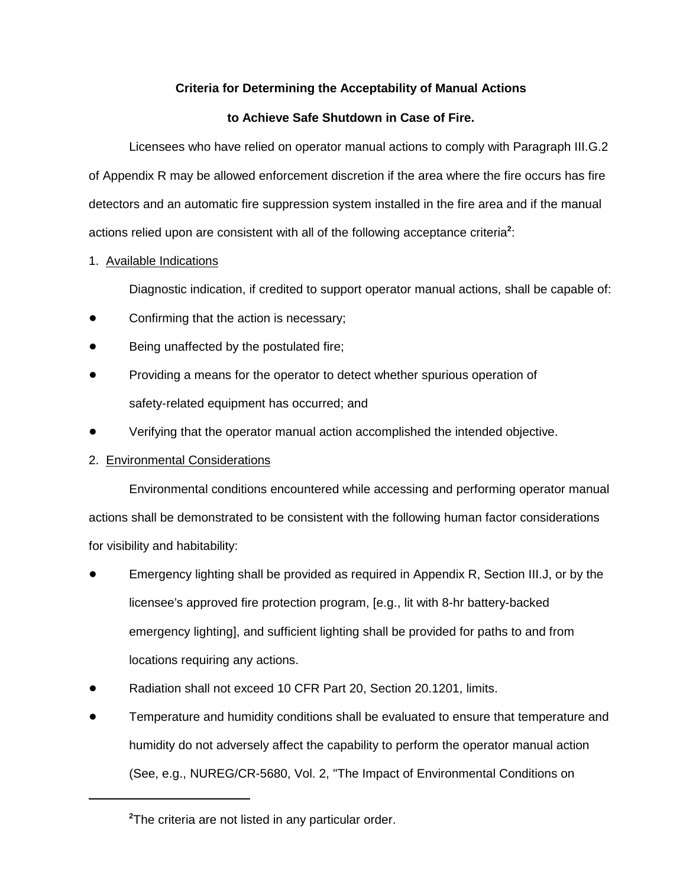**Criteria for Determining the Acceptability of Manual Actions**

**to Achieve Safe Shutdown in Case of Fire.**

Licensees who have relied on operator manual actions to comply with Paragraph III.G.2 of Appendix R may be allowed enforcement discretion if the area where the fire occurs has fire detectors and an automatic fire suppression system installed in the fire area and if the manual actions relied upon are consistent with all of the following acceptance criteria[2]:

1. Available Indications

Diagnostic indication, if credited to support operator manual actions, shall be capable of:

- Confirming that the action is necessary;
- Being unaffected by the postulated fire;
- Providing a means for the operator to detect whether spurious operation of safety-related equipment has occurred; and
- Verifying that the operator manual action accomplished the intended objective.

2. Environmental Considerations

Environmental conditions encountered while accessing and performing operator manual actions shall be demonstrated to be consistent with the following human factor considerations for visibility and habitability:

- Emergency lighting shall be provided as required in Appendix R, Section III.J, or by the licensee's approved fire protection program, [e.g., lit with 8-hr battery-backed emergency lighting], and sufficient lighting shall be provided for paths to and from locations requiring any actions.
- Radiation shall not exceed 10 CFR Part 20, Section 20.1201, limits.
- Temperature and humidity conditions shall be evaluated to ensure that temperature and humidity do not adversely affect the capability to perform the operator manual action (See, e.g., NUREG/CR-5680, Vol. 2, "The Impact of Environmental Conditions on

---

[2]The criteria are not listed in any particular order.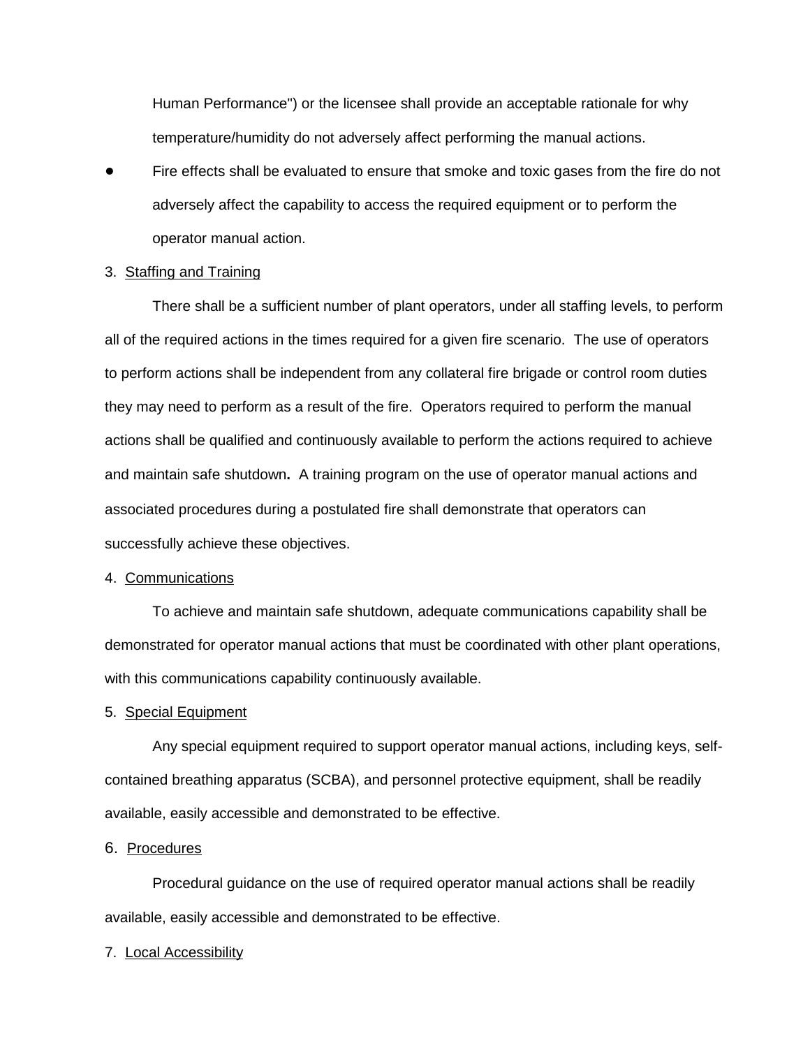Human Performance") or the licensee shall provide an acceptable rationale for why temperature/humidity do not adversely affect performing the manual actions.

- Fire effects shall be evaluated to ensure that smoke and toxic gases from the fire do not adversely affect the capability to access the required equipment or to perform the operator manual action.

3. <u>Staffing and Training</u>

There shall be a sufficient number of plant operators, under all staffing levels, to perform all of the required actions in the times required for a given fire scenario. The use of operators to perform actions shall be independent from any collateral fire brigade or control room duties they may need to perform as a result of the fire. Operators required to perform the manual actions shall be qualified and continuously available to perform the actions required to achieve and maintain safe shutdown**.** A training program on the use of operator manual actions and associated procedures during a postulated fire shall demonstrate that operators can successfully achieve these objectives.

4. <u>Communications</u>

To achieve and maintain safe shutdown, adequate communications capability shall be demonstrated for operator manual actions that must be coordinated with other plant operations, with this communications capability continuously available.

5. <u>Special Equipment</u>

Any special equipment required to support operator manual actions, including keys, self-contained breathing apparatus (SCBA), and personnel protective equipment, shall be readily available, easily accessible and demonstrated to be effective.

6. <u>Procedures</u>

Procedural guidance on the use of required operator manual actions shall be readily available, easily accessible and demonstrated to be effective.

7. <u>Local Accessibility</u>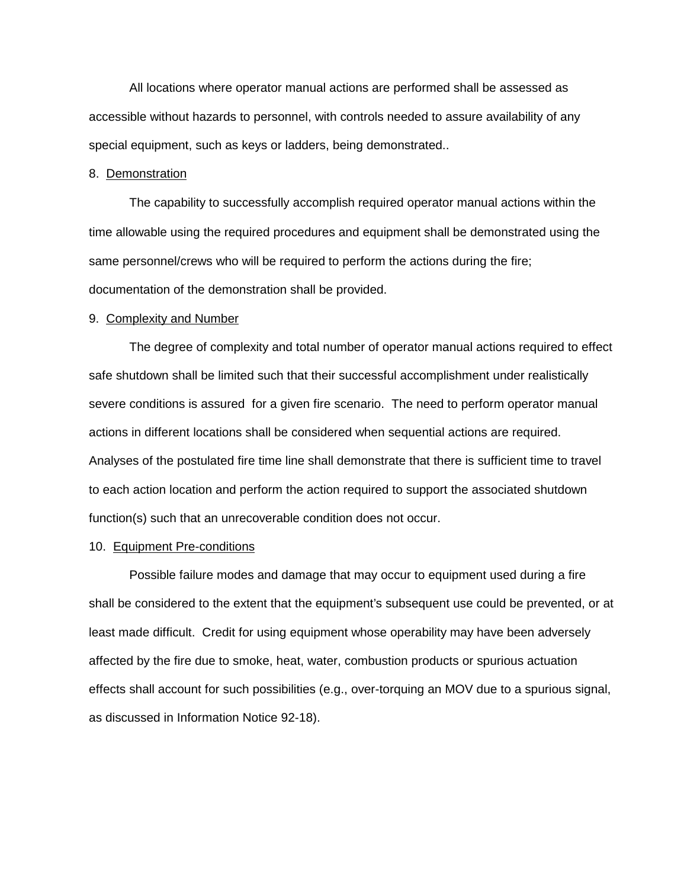All locations where operator manual actions are performed shall be assessed as accessible without hazards to personnel, with controls needed to assure availability of any special equipment, such as keys or ladders, being demonstrated..

8. Demonstration

The capability to successfully accomplish required operator manual actions within the time allowable using the required procedures and equipment shall be demonstrated using the same personnel/crews who will be required to perform the actions during the fire; documentation of the demonstration shall be provided.

9. Complexity and Number

The degree of complexity and total number of operator manual actions required to effect safe shutdown shall be limited such that their successful accomplishment under realistically severe conditions is assured for a given fire scenario. The need to perform operator manual actions in different locations shall be considered when sequential actions are required. Analyses of the postulated fire time line shall demonstrate that there is sufficient time to travel to each action location and perform the action required to support the associated shutdown function(s) such that an unrecoverable condition does not occur.

10. Equipment Pre-conditions

Possible failure modes and damage that may occur to equipment used during a fire shall be considered to the extent that the equipment's subsequent use could be prevented, or at least made difficult. Credit for using equipment whose operability may have been adversely affected by the fire due to smoke, heat, water, combustion products or spurious actuation effects shall account for such possibilities (e.g., over-torquing an MOV due to a spurious signal, as discussed in Information Notice 92-18).